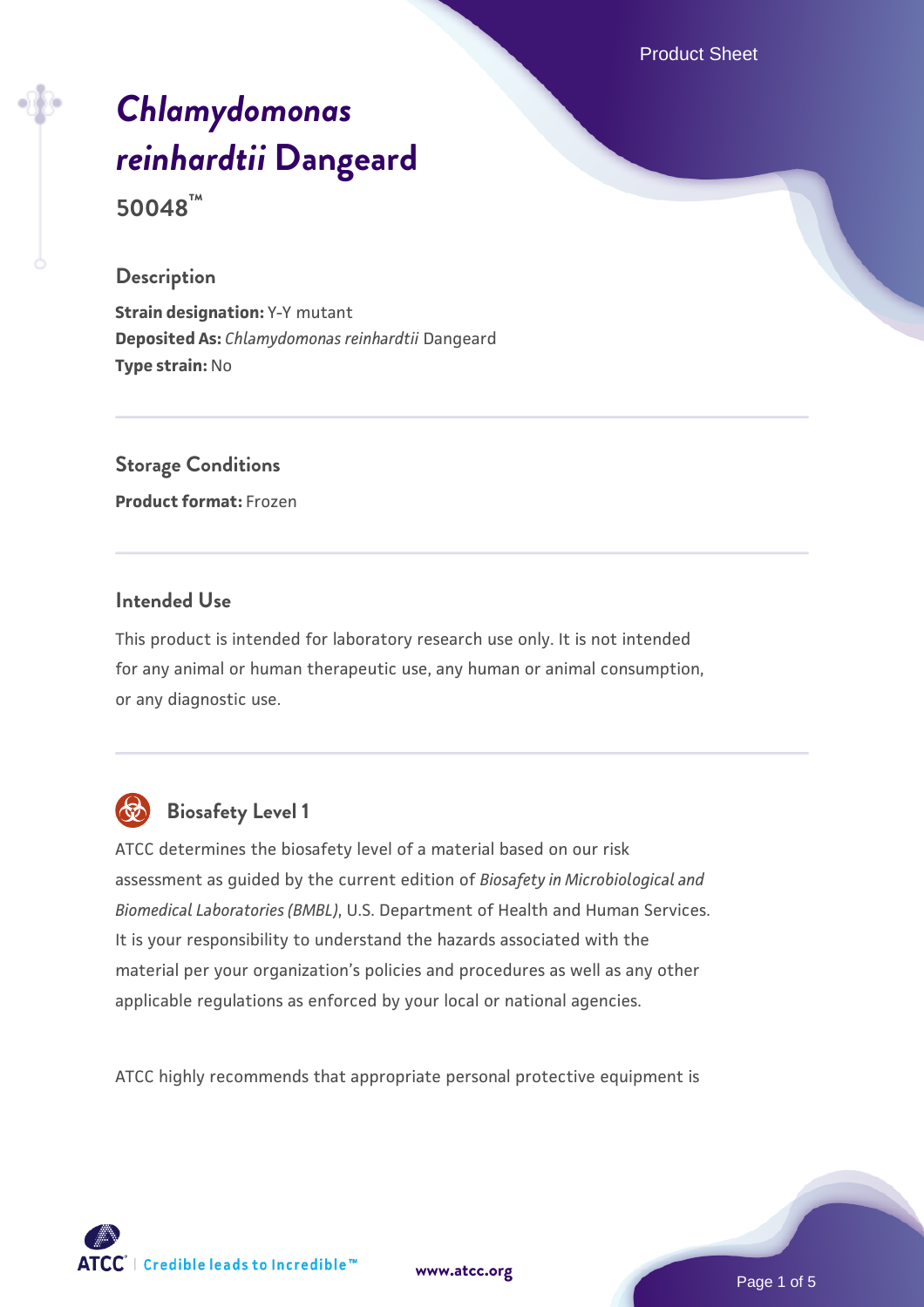# *Chlamydomonas reinhardtii* Dangeard

**50048™**

## Description

**Strain designation:** Y-Y mutant
**Deposited As:** *Chlamydomonas reinhardtii* Dangeard
**Type strain:** No

## Storage Conditions

**Product format:** Frozen

## Intended Use

This product is intended for laboratory research use only. It is not intended for any animal or human therapeutic use, any human or animal consumption, or any diagnostic use.

## Biosafety Level 1

ATCC determines the biosafety level of a material based on our risk assessment as guided by the current edition of *Biosafety in Microbiological and Biomedical Laboratories (BMBL)*, U.S. Department of Health and Human Services. It is your responsibility to understand the hazards associated with the material per your organization's policies and procedures as well as any other applicable regulations as enforced by your local or national agencies.

ATCC highly recommends that appropriate personal protective equipment is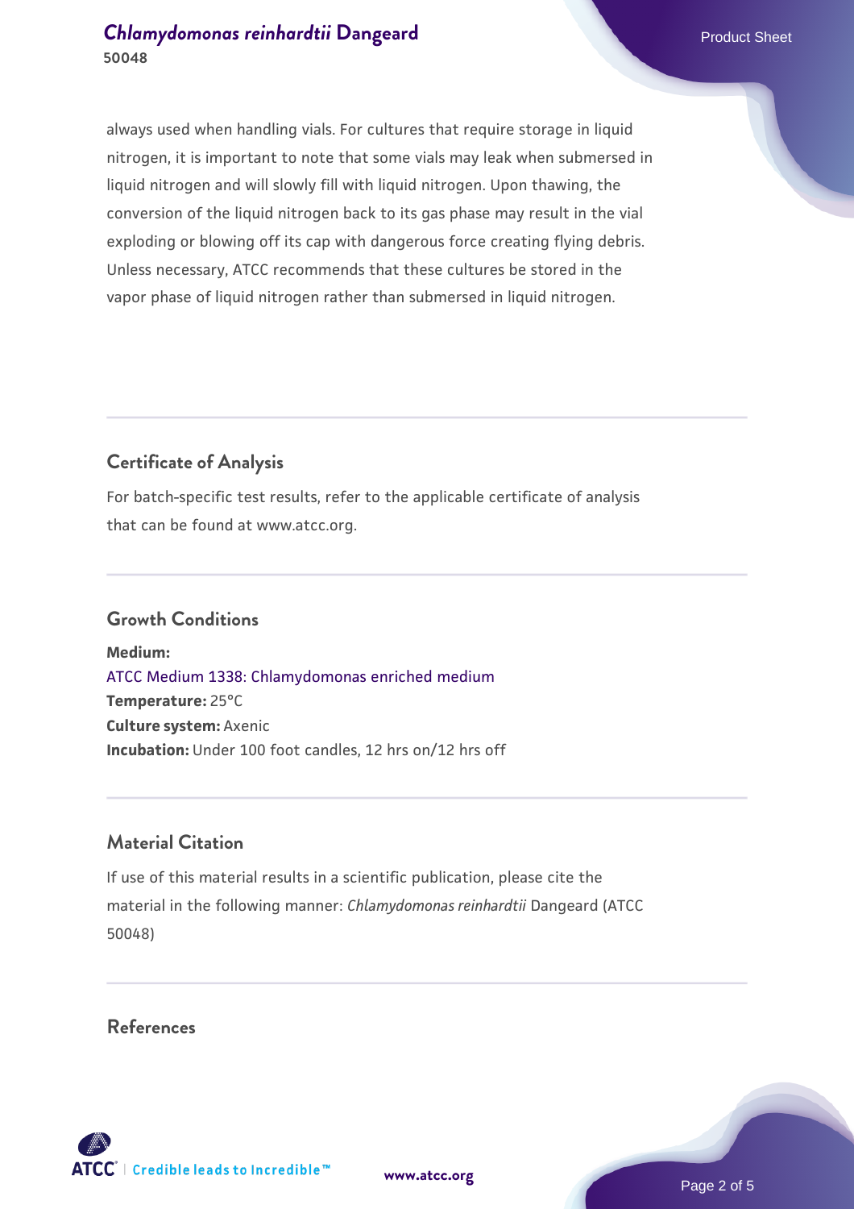always used when handling vials. For cultures that require storage in liquid nitrogen, it is important to note that some vials may leak when submersed in liquid nitrogen and will slowly fill with liquid nitrogen. Upon thawing, the conversion of the liquid nitrogen back to its gas phase may result in the vial exploding or blowing off its cap with dangerous force creating flying debris. Unless necessary, ATCC recommends that these cultures be stored in the vapor phase of liquid nitrogen rather than submersed in liquid nitrogen.

## Certificate of Analysis

For batch-specific test results, refer to the applicable certificate of analysis that can be found at www.atcc.org.

## Growth Conditions

**Medium:**
ATCC Medium 1338: Chlamydomonas enriched medium
**Temperature:** 25°C
**Culture system:** Axenic
**Incubation:** Under 100 foot candles, 12 hrs on/12 hrs off

## Material Citation

If use of this material results in a scientific publication, please cite the material in the following manner: *Chlamydomonas reinhardtii* Dangeard (ATCC 50048)

## References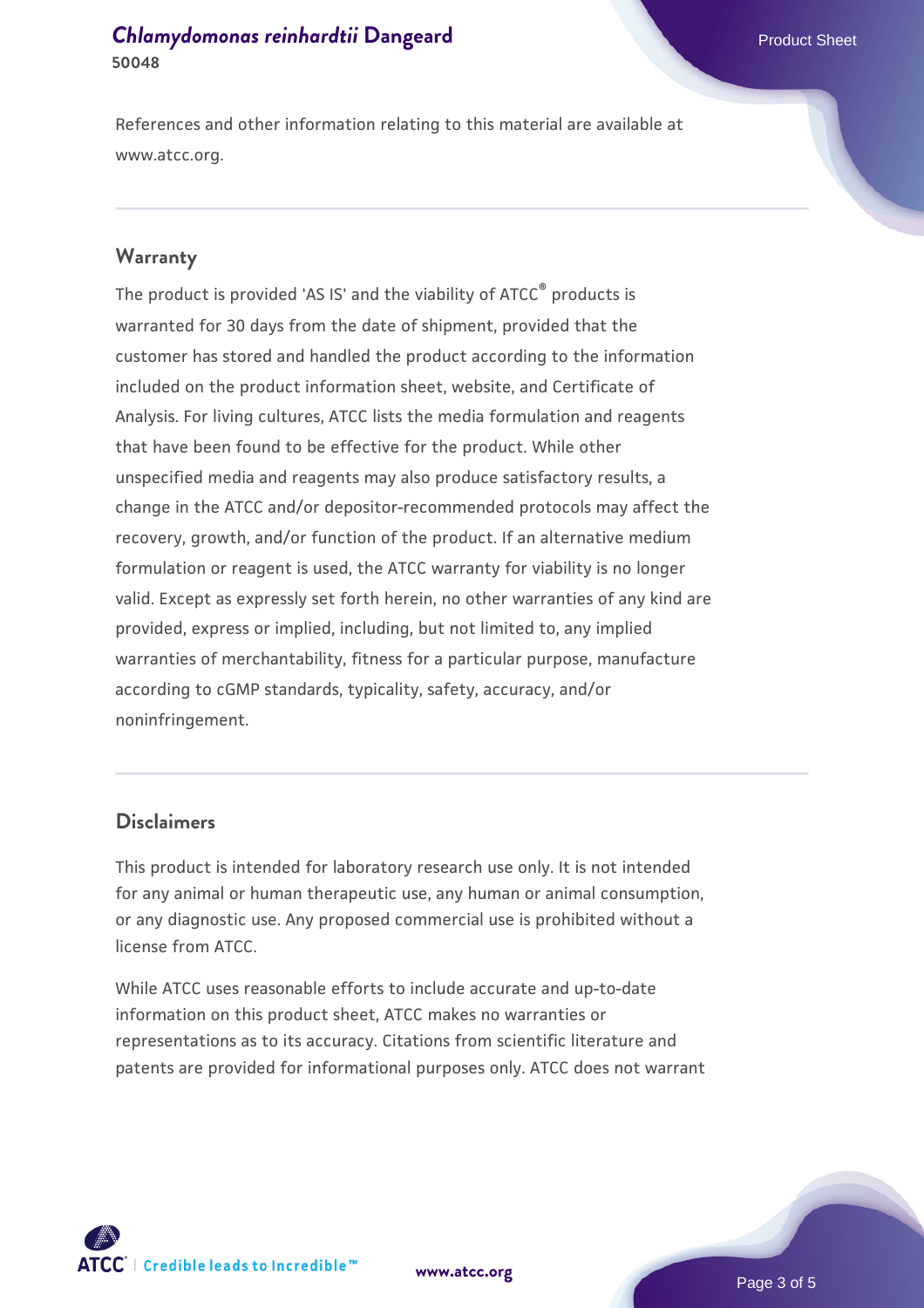References and other information relating to this material are available at www.atcc.org.

## Warranty

The product is provided 'AS IS' and the viability of ATCC® products is warranted for 30 days from the date of shipment, provided that the customer has stored and handled the product according to the information included on the product information sheet, website, and Certificate of Analysis. For living cultures, ATCC lists the media formulation and reagents that have been found to be effective for the product. While other unspecified media and reagents may also produce satisfactory results, a change in the ATCC and/or depositor-recommended protocols may affect the recovery, growth, and/or function of the product. If an alternative medium formulation or reagent is used, the ATCC warranty for viability is no longer valid. Except as expressly set forth herein, no other warranties of any kind are provided, express or implied, including, but not limited to, any implied warranties of merchantability, fitness for a particular purpose, manufacture according to cGMP standards, typicality, safety, accuracy, and/or noninfringement.

## Disclaimers

This product is intended for laboratory research use only. It is not intended for any animal or human therapeutic use, any human or animal consumption, or any diagnostic use. Any proposed commercial use is prohibited without a license from ATCC.

While ATCC uses reasonable efforts to include accurate and up-to-date information on this product sheet, ATCC makes no warranties or representations as to its accuracy. Citations from scientific literature and patents are provided for informational purposes only. ATCC does not warrant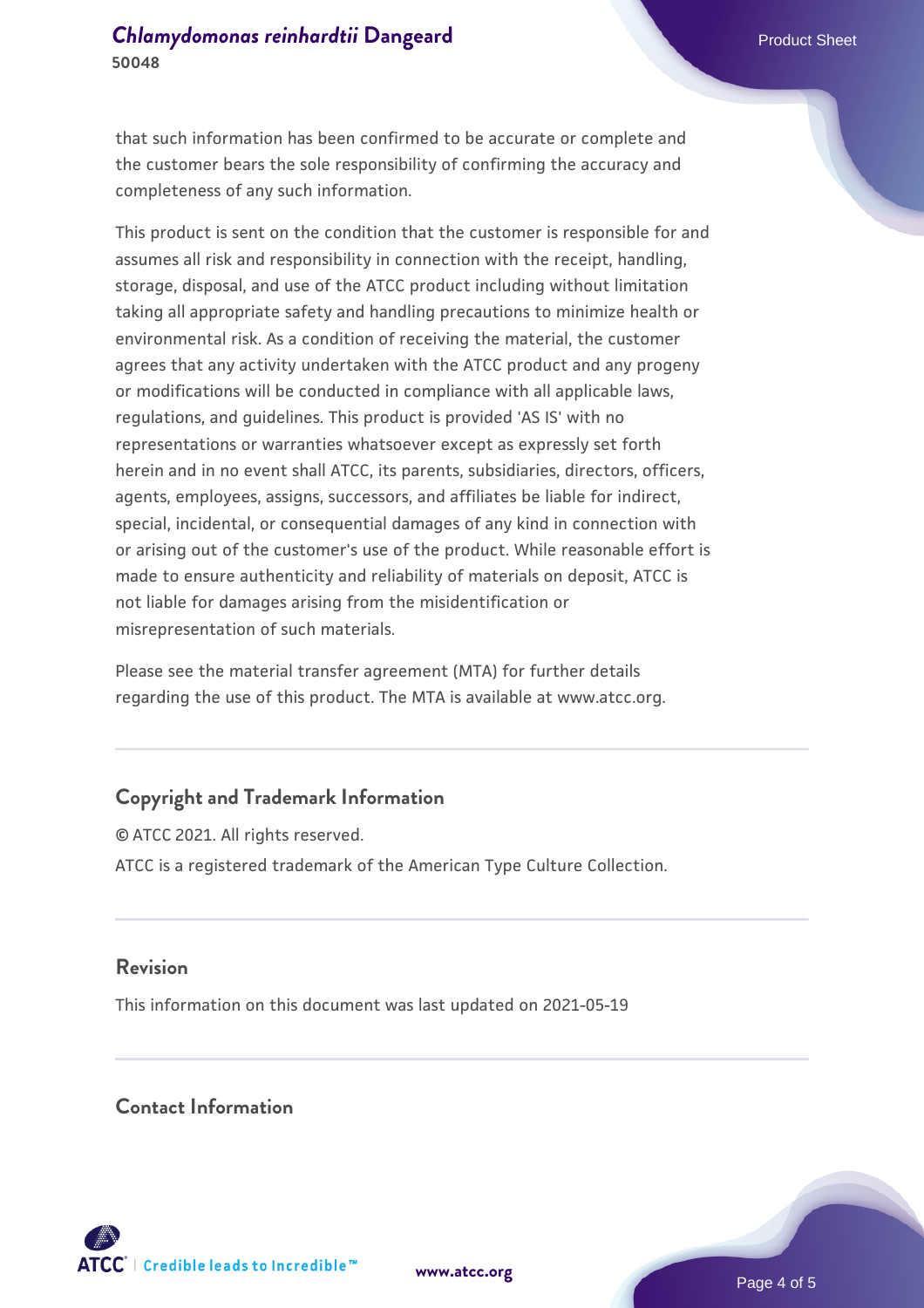that such information has been confirmed to be accurate or complete and the customer bears the sole responsibility of confirming the accuracy and completeness of any such information.

This product is sent on the condition that the customer is responsible for and assumes all risk and responsibility in connection with the receipt, handling, storage, disposal, and use of the ATCC product including without limitation taking all appropriate safety and handling precautions to minimize health or environmental risk. As a condition of receiving the material, the customer agrees that any activity undertaken with the ATCC product and any progeny or modifications will be conducted in compliance with all applicable laws, regulations, and guidelines. This product is provided 'AS IS' with no representations or warranties whatsoever except as expressly set forth herein and in no event shall ATCC, its parents, subsidiaries, directors, officers, agents, employees, assigns, successors, and affiliates be liable for indirect, special, incidental, or consequential damages of any kind in connection with or arising out of the customer's use of the product. While reasonable effort is made to ensure authenticity and reliability of materials on deposit, ATCC is not liable for damages arising from the misidentification or misrepresentation of such materials.

Please see the material transfer agreement (MTA) for further details regarding the use of this product. The MTA is available at www.atcc.org.

## Copyright and Trademark Information

© ATCC 2021. All rights reserved.

ATCC is a registered trademark of the American Type Culture Collection.

## Revision

This information on this document was last updated on 2021-05-19

## Contact Information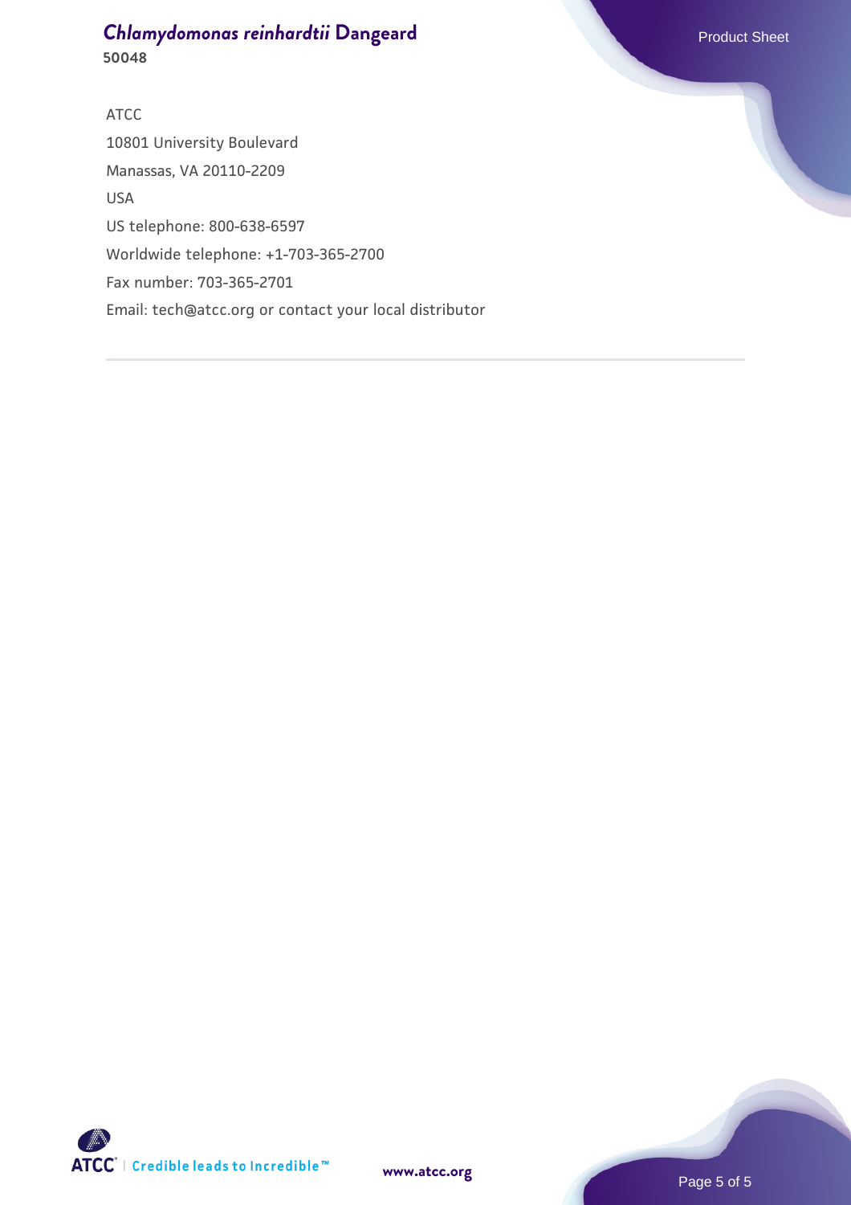ATCC

10801 University Boulevard

Manassas, VA 20110-2209

USA

US telephone: 800-638-6597

Worldwide telephone: +1-703-365-2700

Fax number: 703-365-2701

Email: tech@atcc.org or contact your local distributor